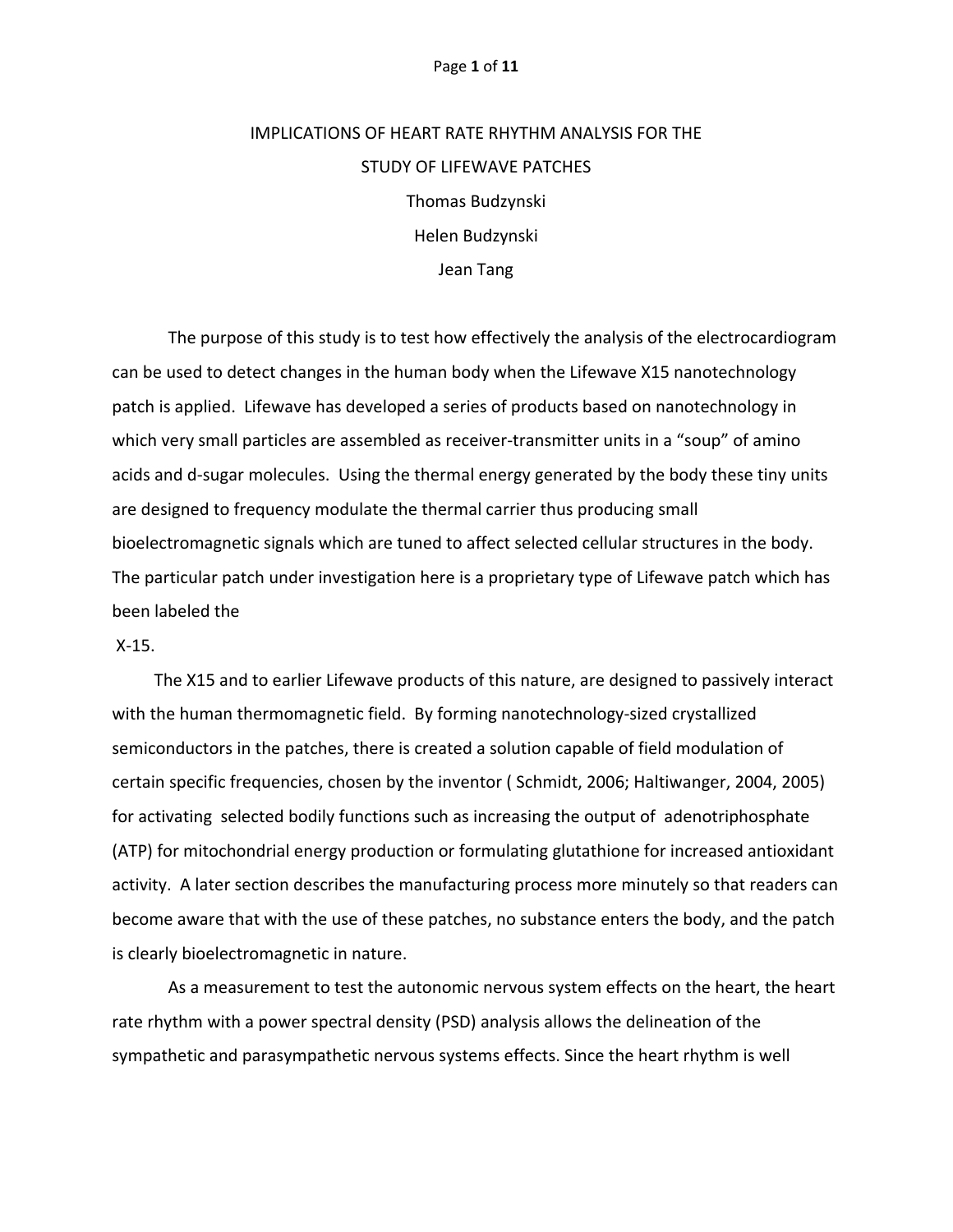# IMPLICATIONS OF HEART RATE RHYTHM ANALYSIS FOR THE STUDY OF LIFEWAVE PATCHES

Thomas Budzynski

Helen Budzynski

Jean Tang

The purpose of this study is to test how effectively the analysis of the electrocardiogram can be used to detect changes in the human body when the Lifewave X15 nanotechnology patch is applied. Lifewave has developed a series of products based on nanotechnology in which very small particles are assembled as receiver-transmitter units in a "soup" of amino acids and d-sugar molecules. Using the thermal energy generated by the body these tiny units are designed to frequency modulate the thermal carrier thus producing small bioelectromagnetic signals which are tuned to affect selected cellular structures in the body. The particular patch under investigation here is a proprietary type of Lifewave patch which has been labeled the X-15.

The X15 and to earlier Lifewave products of this nature, are designed to passively interact with the human thermomagnetic field. By forming nanotechnology-sized crystallized semiconductors in the patches, there is created a solution capable of field modulation of certain specific frequencies, chosen by the inventor ( Schmidt, 2006; Haltiwanger, 2004, 2005) for activating selected bodily functions such as increasing the output of adenotriphosphate (ATP) for mitochondrial energy production or formulating glutathione for increased antioxidant activity. A later section describes the manufacturing process more minutely so that readers can become aware that with the use of these patches, no substance enters the body, and the patch is clearly bioelectromagnetic in nature.

As a measurement to test the autonomic nervous system effects on the heart, the heart rate rhythm with a power spectral density (PSD) analysis allows the delineation of the sympathetic and parasympathetic nervous systems effects. Since the heart rhythm is well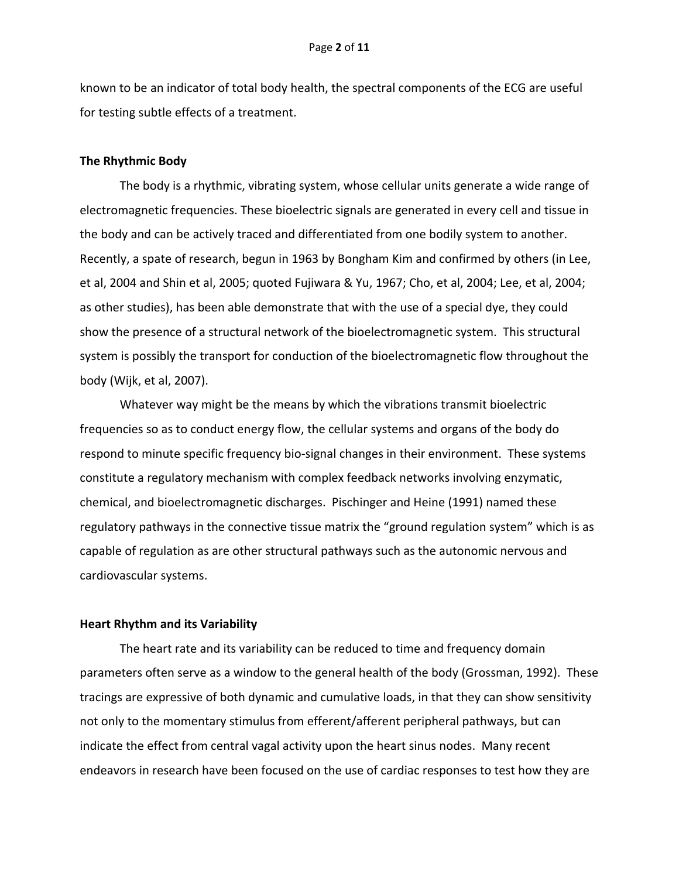known to be an indicator of total body health, the spectral components of the ECG are useful for testing subtle effects of a treatment.

**The Rhythmic Body**

The body is a rhythmic, vibrating system, whose cellular units generate a wide range of electromagnetic frequencies. These bioelectric signals are generated in every cell and tissue in the body and can be actively traced and differentiated from one bodily system to another. Recently, a spate of research, begun in 1963 by Bongham Kim and confirmed by others (in Lee, et al, 2004 and Shin et al, 2005; quoted Fujiwara & Yu, 1967; Cho, et al, 2004; Lee, et al, 2004; as other studies), has been able demonstrate that with the use of a special dye, they could show the presence of a structural network of the bioelectromagnetic system. This structural system is possibly the transport for conduction of the bioelectromagnetic flow throughout the body (Wijk, et al, 2007).

Whatever way might be the means by which the vibrations transmit bioelectric frequencies so as to conduct energy flow, the cellular systems and organs of the body do respond to minute specific frequency bio-signal changes in their environment. These systems constitute a regulatory mechanism with complex feedback networks involving enzymatic, chemical, and bioelectromagnetic discharges. Pischinger and Heine (1991) named these regulatory pathways in the connective tissue matrix the "ground regulation system" which is as capable of regulation as are other structural pathways such as the autonomic nervous and cardiovascular systems.

**Heart Rhythm and its Variability**

The heart rate and its variability can be reduced to time and frequency domain parameters often serve as a window to the general health of the body (Grossman, 1992). These tracings are expressive of both dynamic and cumulative loads, in that they can show sensitivity not only to the momentary stimulus from efferent/afferent peripheral pathways, but can indicate the effect from central vagal activity upon the heart sinus nodes. Many recent endeavors in research have been focused on the use of cardiac responses to test how they are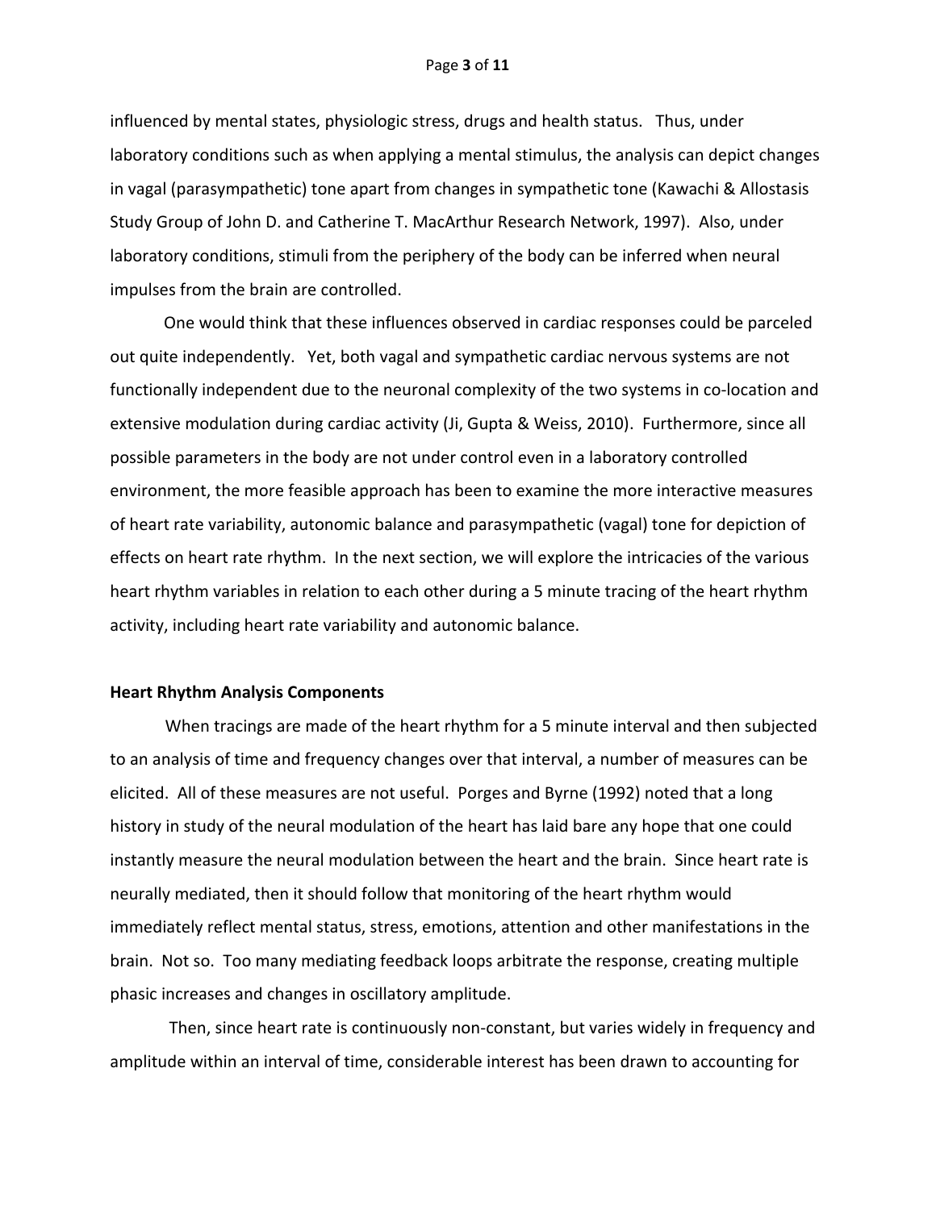influenced by mental states, physiologic stress, drugs and health status. Thus, under laboratory conditions such as when applying a mental stimulus, the analysis can depict changes in vagal (parasympathetic) tone apart from changes in sympathetic tone (Kawachi & Allostasis Study Group of John D. and Catherine T. MacArthur Research Network, 1997). Also, under laboratory conditions, stimuli from the periphery of the body can be inferred when neural impulses from the brain are controlled.

One would think that these influences observed in cardiac responses could be parceled out quite independently. Yet, both vagal and sympathetic cardiac nervous systems are not functionally independent due to the neuronal complexity of the two systems in co-location and extensive modulation during cardiac activity (Ji, Gupta & Weiss, 2010). Furthermore, since all possible parameters in the body are not under control even in a laboratory controlled environment, the more feasible approach has been to examine the more interactive measures of heart rate variability, autonomic balance and parasympathetic (vagal) tone for depiction of effects on heart rate rhythm. In the next section, we will explore the intricacies of the various heart rhythm variables in relation to each other during a 5 minute tracing of the heart rhythm activity, including heart rate variability and autonomic balance.

**Heart Rhythm Analysis Components**

When tracings are made of the heart rhythm for a 5 minute interval and then subjected to an analysis of time and frequency changes over that interval, a number of measures can be elicited. All of these measures are not useful. Porges and Byrne (1992) noted that a long history in study of the neural modulation of the heart has laid bare any hope that one could instantly measure the neural modulation between the heart and the brain. Since heart rate is neurally mediated, then it should follow that monitoring of the heart rhythm would immediately reflect mental status, stress, emotions, attention and other manifestations in the brain. Not so. Too many mediating feedback loops arbitrate the response, creating multiple phasic increases and changes in oscillatory amplitude.

Then, since heart rate is continuously non-constant, but varies widely in frequency and amplitude within an interval of time, considerable interest has been drawn to accounting for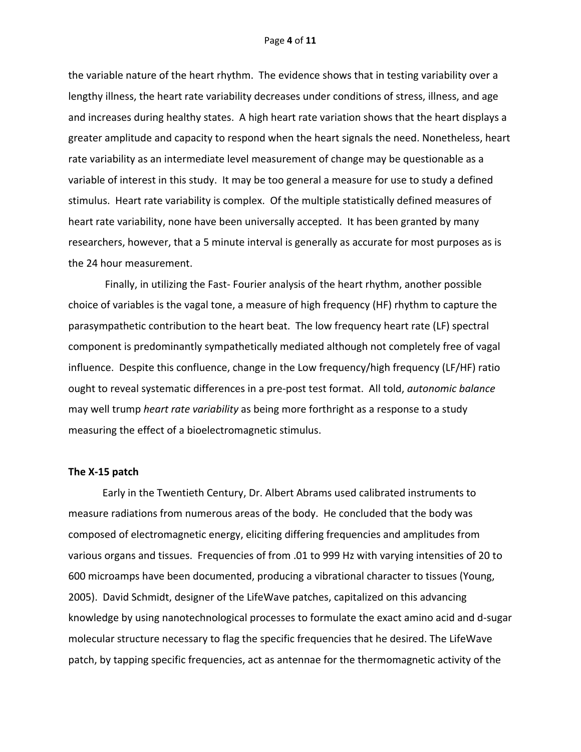the variable nature of the heart rhythm. The evidence shows that in testing variability over a lengthy illness, the heart rate variability decreases under conditions of stress, illness, and age and increases during healthy states. A high heart rate variation shows that the heart displays a greater amplitude and capacity to respond when the heart signals the need. Nonetheless, heart rate variability as an intermediate level measurement of change may be questionable as a variable of interest in this study. It may be too general a measure for use to study a defined stimulus. Heart rate variability is complex. Of the multiple statistically defined measures of heart rate variability, none have been universally accepted. It has been granted by many researchers, however, that a 5 minute interval is generally as accurate for most purposes as is the 24 hour measurement.

Finally, in utilizing the Fast- Fourier analysis of the heart rhythm, another possible choice of variables is the vagal tone, a measure of high frequency (HF) rhythm to capture the parasympathetic contribution to the heart beat. The low frequency heart rate (LF) spectral component is predominantly sympathetically mediated although not completely free of vagal influence. Despite this confluence, change in the Low frequency/high frequency (LF/HF) ratio ought to reveal systematic differences in a pre-post test format. All told, *autonomic balance* may well trump *heart rate variability* as being more forthright as a response to a study measuring the effect of a bioelectromagnetic stimulus.

**The X-15 patch**

Early in the Twentieth Century, Dr. Albert Abrams used calibrated instruments to measure radiations from numerous areas of the body. He concluded that the body was composed of electromagnetic energy, eliciting differing frequencies and amplitudes from various organs and tissues. Frequencies of from .01 to 999 Hz with varying intensities of 20 to 600 microamps have been documented, producing a vibrational character to tissues (Young, 2005). David Schmidt, designer of the LifeWave patches, capitalized on this advancing knowledge by using nanotechnological processes to formulate the exact amino acid and d-sugar molecular structure necessary to flag the specific frequencies that he desired. The LifeWave patch, by tapping specific frequencies, act as antennae for the thermomagnetic activity of the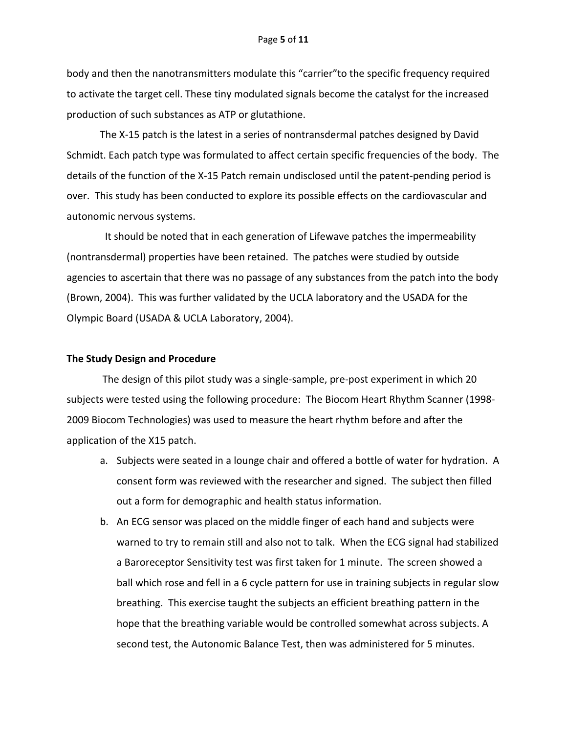body and then the nanotransmitters modulate this "carrier"to the specific frequency required to activate the target cell. These tiny modulated signals become the catalyst for the increased production of such substances as ATP or glutathione.

The X-15 patch is the latest in a series of nontransdermal patches designed by David Schmidt. Each patch type was formulated to affect certain specific frequencies of the body. The details of the function of the X-15 Patch remain undisclosed until the patent-pending period is over. This study has been conducted to explore its possible effects on the cardiovascular and autonomic nervous systems.

It should be noted that in each generation of Lifewave patches the impermeability (nontransdermal) properties have been retained. The patches were studied by outside agencies to ascertain that there was no passage of any substances from the patch into the body (Brown, 2004). This was further validated by the UCLA laboratory and the USADA for the Olympic Board (USADA & UCLA Laboratory, 2004).

**The Study Design and Procedure**

The design of this pilot study was a single-sample, pre-post experiment in which 20 subjects were tested using the following procedure: The Biocom Heart Rhythm Scanner (1998-2009 Biocom Technologies) was used to measure the heart rhythm before and after the application of the X15 patch.

a. Subjects were seated in a lounge chair and offered a bottle of water for hydration. A consent form was reviewed with the researcher and signed. The subject then filled out a form for demographic and health status information.
b. An ECG sensor was placed on the middle finger of each hand and subjects were warned to try to remain still and also not to talk. When the ECG signal had stabilized a Baroreceptor Sensitivity test was first taken for 1 minute. The screen showed a ball which rose and fell in a 6 cycle pattern for use in training subjects in regular slow breathing. This exercise taught the subjects an efficient breathing pattern in the hope that the breathing variable would be controlled somewhat across subjects. A second test, the Autonomic Balance Test, then was administered for 5 minutes.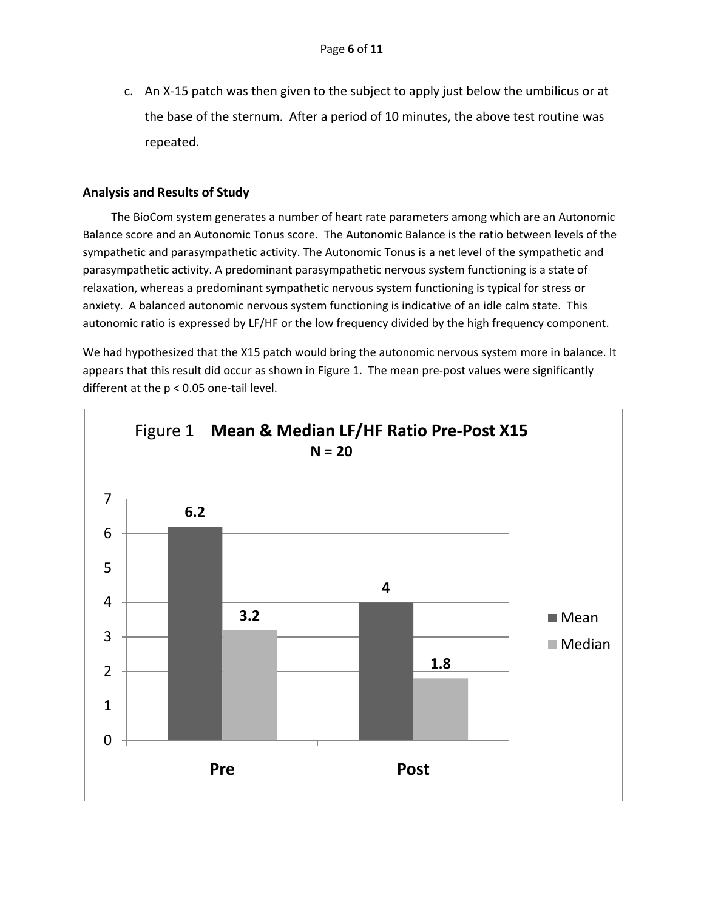c. An X-15 patch was then given to the subject to apply just below the umbilicus or at the base of the sternum. After a period of 10 minutes, the above test routine was repeated.

### Analysis and Results of Study

The BioCom system generates a number of heart rate parameters among which are an Autonomic Balance score and an Autonomic Tonus score. The Autonomic Balance is the ratio between levels of the sympathetic and parasympathetic activity. The Autonomic Tonus is a net level of the sympathetic and parasympathetic activity. A predominant parasympathetic nervous system functioning is a state of relaxation, whereas a predominant sympathetic nervous system functioning is typical for stress or anxiety. A balanced autonomic nervous system functioning is indicative of an idle calm state. This autonomic ratio is expressed by LF/HF or the low frequency divided by the high frequency component.

We had hypothesized that the X15 patch would bring the autonomic nervous system more in balance. It appears that this result did occur as shown in Figure 1. The mean pre-post values were significantly different at the $p < 0.05$ one-tail level.

Figure 1 **Mean & Median LF/HF Ratio Pre-Post X15**
**N = 20**

| | Mean | Median |
|---|---|---|
| **Pre** | 6.2 | 3.2 |
| **Post** | 4 | 1.8 |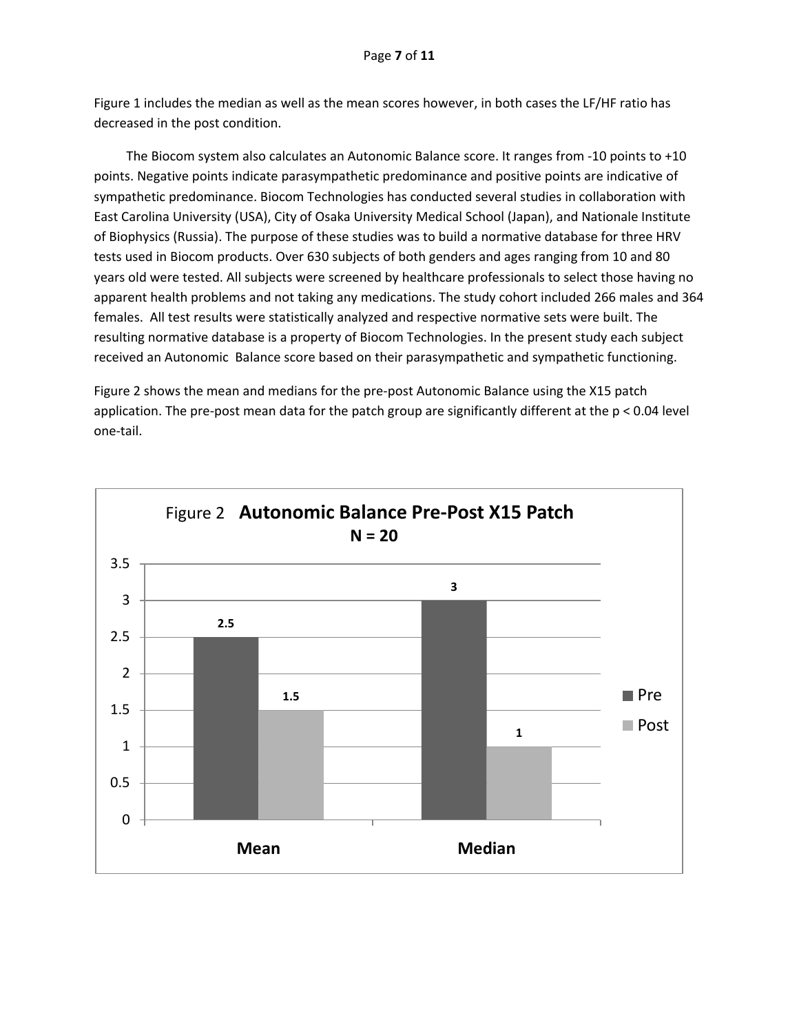Figure 1 includes the median as well as the mean scores however, in both cases the LF/HF ratio has decreased in the post condition.

The Biocom system also calculates an Autonomic Balance score. It ranges from -10 points to +10 points. Negative points indicate parasympathetic predominance and positive points are indicative of sympathetic predominance. Biocom Technologies has conducted several studies in collaboration with East Carolina University (USA), City of Osaka University Medical School (Japan), and Nationale Institute of Biophysics (Russia). The purpose of these studies was to build a normative database for three HRV tests used in Biocom products. Over 630 subjects of both genders and ages ranging from 10 and 80 years old were tested. All subjects were screened by healthcare professionals to select those having no apparent health problems and not taking any medications. The study cohort included 266 males and 364 females. All test results were statistically analyzed and respective normative sets were built. The resulting normative database is a property of Biocom Technologies. In the present study each subject received an Autonomic Balance score based on their parasympathetic and sympathetic functioning.

Figure 2 shows the mean and medians for the pre-post Autonomic Balance using the X15 patch application. The pre-post mean data for the patch group are significantly different at the $p < 0.04$ level one-tail.

Figure 2 **Autonomic Balance Pre-Post X15 Patch**
**N = 20**

| | Pre | Post |
|---|---|---|
| **Mean** | 2.5 | 1.5 |
| **Median** | 3 | 1 |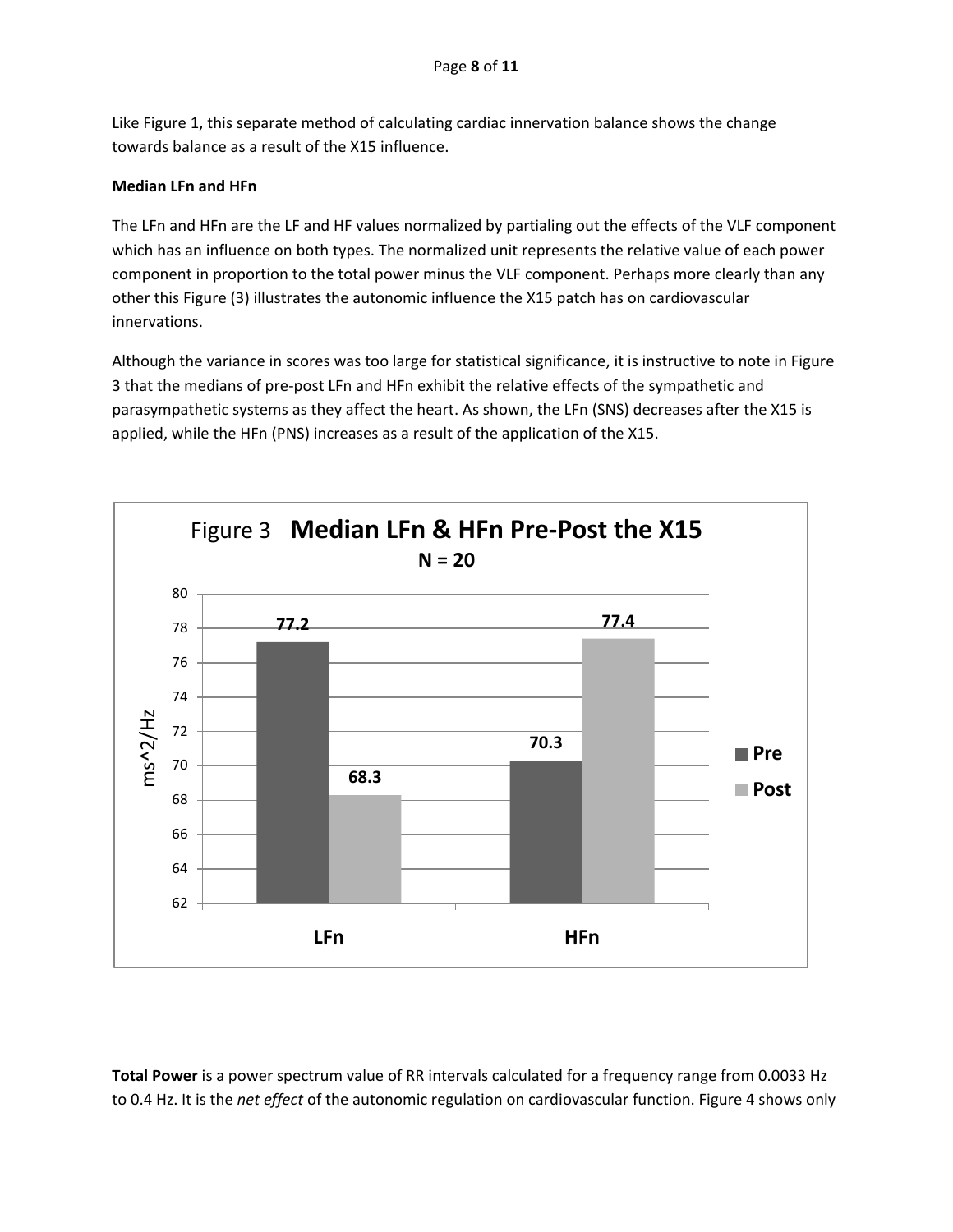Like Figure 1, this separate method of calculating cardiac innervation balance shows the change towards balance as a result of the X15 influence.

**Median LFn and HFn**

The LFn and HFn are the LF and HF values normalized by partialing out the effects of the VLF component which has an influence on both types. The normalized unit represents the relative value of each power component in proportion to the total power minus the VLF component. Perhaps more clearly than any other this Figure (3) illustrates the autonomic influence the X15 patch has on cardiovascular innervations.

Although the variance in scores was too large for statistical significance, it is instructive to note in Figure 3 that the medians of pre-post LFn and HFn exhibit the relative effects of the sympathetic and parasympathetic systems as they affect the heart. As shown, the LFn (SNS) decreases after the X15 is applied, while the HFn (PNS) increases as a result of the application of the X15.

Figure 3 **Median LFn & HFn Pre-Post the X15**
**N = 20**

| ms^2/Hz | Pre | Post |
| --- | --- | --- |
| LFn | 77.2 | 68.3 |
| HFn | 70.3 | 77.4 |

**Total Power** is a power spectrum value of RR intervals calculated for a frequency range from 0.0033 Hz to 0.4 Hz. It is the *net effect* of the autonomic regulation on cardiovascular function. Figure 4 shows only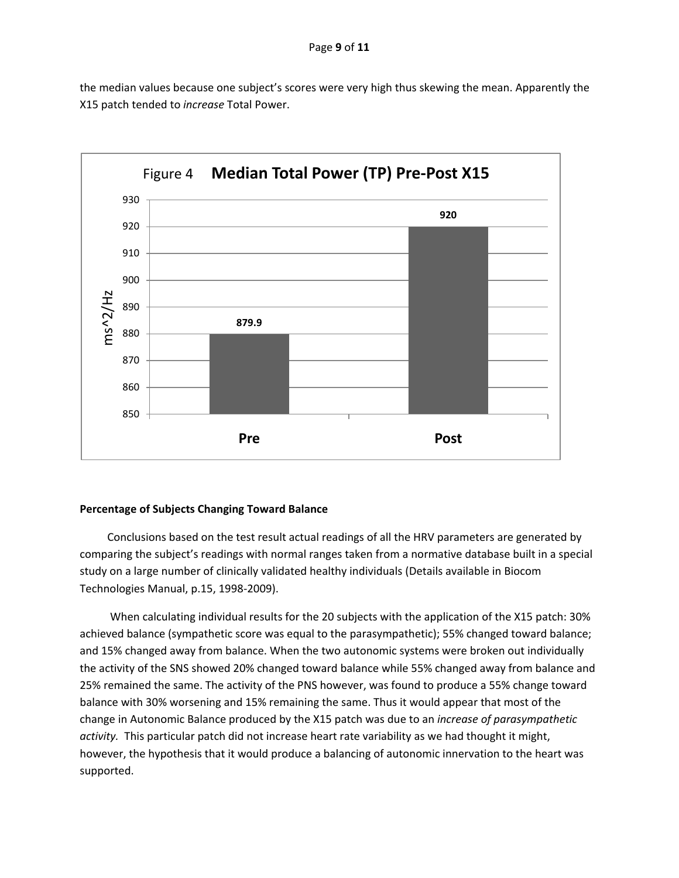the median values because one subject's scores were very high thus skewing the mean. Apparently the X15 patch tended to *increase* Total Power.

Figure 4 **Median Total Power (TP) Pre-Post X15**

| | Median TP (ms^2/Hz) |
|---|---|
| Pre | 879.9 |
| Post | 920 |

**Percentage of Subjects Changing Toward Balance**

Conclusions based on the test result actual readings of all the HRV parameters are generated by comparing the subject's readings with normal ranges taken from a normative database built in a special study on a large number of clinically validated healthy individuals (Details available in Biocom Technologies Manual, p.15, 1998-2009).

When calculating individual results for the 20 subjects with the application of the X15 patch: 30% achieved balance (sympathetic score was equal to the parasympathetic); 55% changed toward balance; and 15% changed away from balance. When the two autonomic systems were broken out individually the activity of the SNS showed 20% changed toward balance while 55% changed away from balance and 25% remained the same. The activity of the PNS however, was found to produce a 55% change toward balance with 30% worsening and 15% remaining the same. Thus it would appear that most of the change in Autonomic Balance produced by the X15 patch was due to an *increase of parasympathetic activity.* This particular patch did not increase heart rate variability as we had thought it might, however, the hypothesis that it would produce a balancing of autonomic innervation to the heart was supported.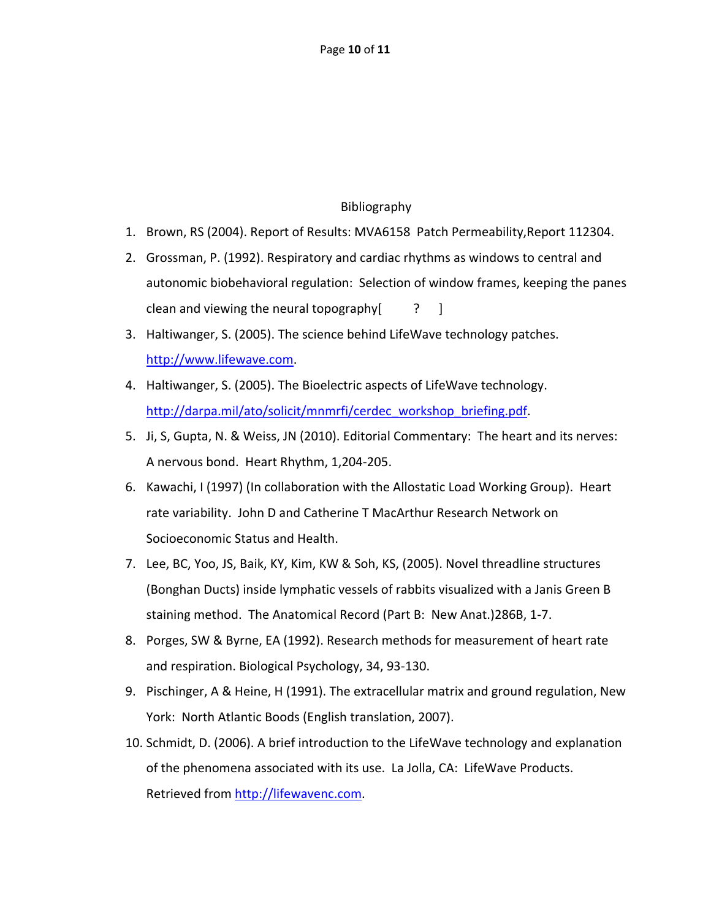# Bibliography

1. Brown, RS (2004). Report of Results: MVA6158 Patch Permeability,Report 112304.
2. Grossman, P. (1992). Respiratory and cardiac rhythms as windows to central and autonomic biobehavioral regulation: Selection of window frames, keeping the panes clean and viewing the neural topography[ ? ]
3. Haltiwanger, S. (2005). The science behind LifeWave technology patches. http://www.lifewave.com.
4. Haltiwanger, S. (2005). The Bioelectric aspects of LifeWave technology. http://darpa.mil/ato/solicit/mnmrfi/cerdec_workshop_briefing.pdf.
5. Ji, S, Gupta, N. & Weiss, JN (2010). Editorial Commentary: The heart and its nerves: A nervous bond. Heart Rhythm, 1,204-205.
6. Kawachi, I (1997) (In collaboration with the Allostatic Load Working Group). Heart rate variability. John D and Catherine T MacArthur Research Network on Socioeconomic Status and Health.
7. Lee, BC, Yoo, JS, Baik, KY, Kim, KW & Soh, KS, (2005). Novel threadline structures (Bonghan Ducts) inside lymphatic vessels of rabbits visualized with a Janis Green B staining method. The Anatomical Record (Part B: New Anat.)286B, 1-7.
8. Porges, SW & Byrne, EA (1992). Research methods for measurement of heart rate and respiration. Biological Psychology, 34, 93-130.
9. Pischinger, A & Heine, H (1991). The extracellular matrix and ground regulation, New York: North Atlantic Boods (English translation, 2007).
10. Schmidt, D. (2006). A brief introduction to the LifeWave technology and explanation of the phenomena associated with its use. La Jolla, CA: LifeWave Products. Retrieved from http://lifewavenc.com.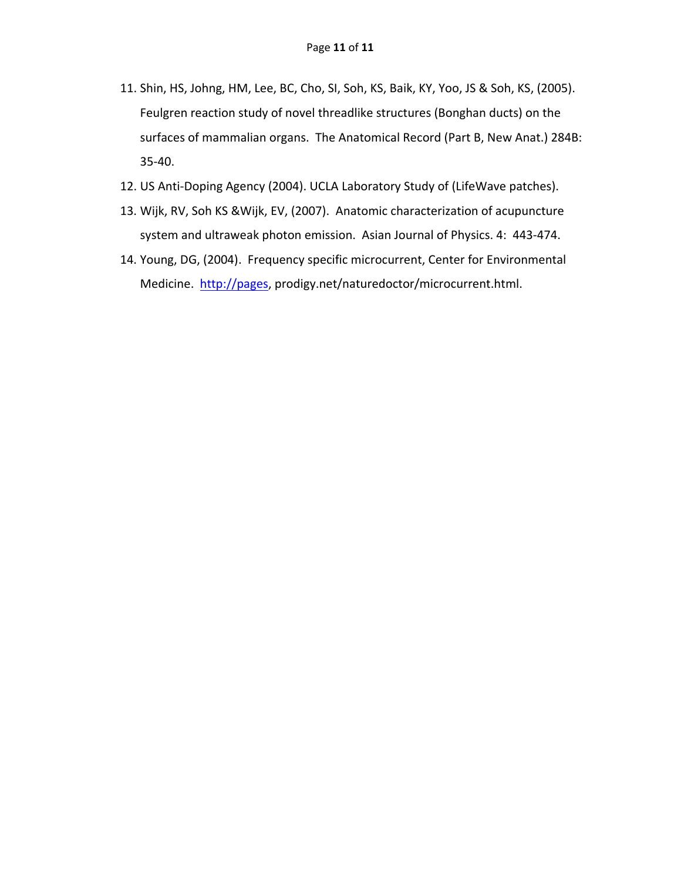11. Shin, HS, Johng, HM, Lee, BC, Cho, SI, Soh, KS, Baik, KY, Yoo, JS & Soh, KS, (2005). Feulgren reaction study of novel threadlike structures (Bonghan ducts) on the surfaces of mammalian organs. The Anatomical Record (Part B, New Anat.) 284B: 35-40.
12. US Anti-Doping Agency (2004). UCLA Laboratory Study of (LifeWave patches).
13. Wijk, RV, Soh KS &Wijk, EV, (2007). Anatomic characterization of acupuncture system and ultraweak photon emission. Asian Journal of Physics. 4: 443-474.
14. Young, DG, (2004). Frequency specific microcurrent, Center for Environmental Medicine. [http://pages](http://pages), prodigy.net/naturedoctor/microcurrent.html.